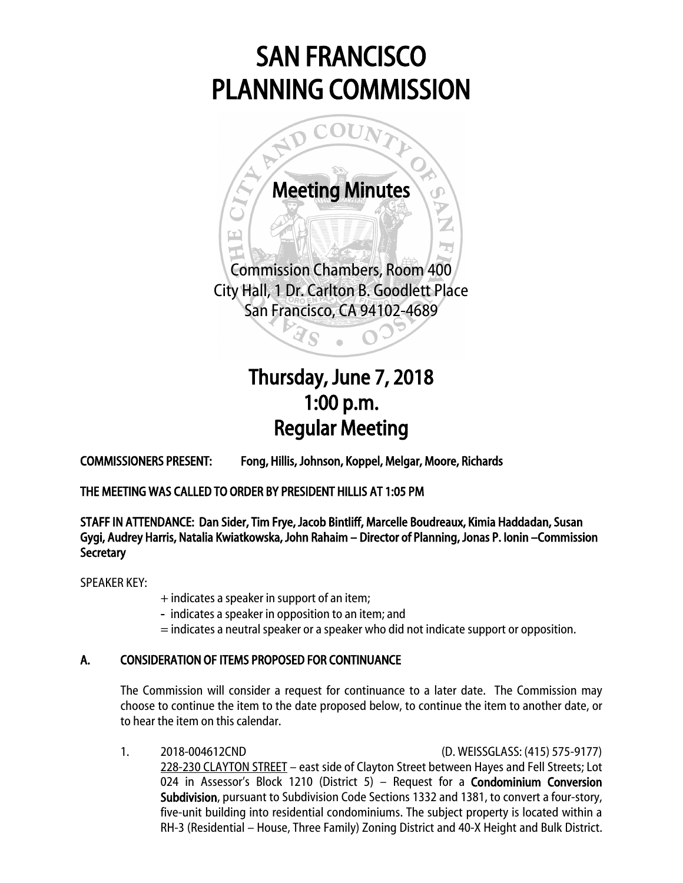# SAN FRANCISCO PLANNING COMMISSION

## Meeting Minutes

Commission Chambers, Room 400
City Hall, 1 Dr. Carlton B. Goodlett Place
San Francisco, CA 94102-4689

## Thursday, June 7, 2018
## 1:00 p.m.
## Regular Meeting

**COMMISSIONERS PRESENT: Fong, Hillis, Johnson, Koppel, Melgar, Moore, Richards**

**THE MEETING WAS CALLED TO ORDER BY PRESIDENT HILLIS AT 1:05 PM**

**STAFF IN ATTENDANCE: Dan Sider, Tim Frye, Jacob Bintliff, Marcelle Boudreaux, Kimia Haddadan, Susan Gygi, Audrey Harris, Natalia Kwiatkowska, John Rahaim – Director of Planning, Jonas P. Ionin –Commission Secretary**

SPEAKER KEY:

+ indicates a speaker in support of an item;
- indicates a speaker in opposition to an item; and
= indicates a neutral speaker or a speaker who did not indicate support or opposition.

### A. CONSIDERATION OF ITEMS PROPOSED FOR CONTINUANCE

The Commission will consider a request for continuance to a later date. The Commission may choose to continue the item to the date proposed below, to continue the item to another date, or to hear the item on this calendar.

1. 2018-004612CND (D. WEISSGLASS: (415) 575-9177)
   228-230 CLAYTON STREET – east side of Clayton Street between Hayes and Fell Streets; Lot 024 in Assessor's Block 1210 (District 5) – Request for a **Condominium Conversion Subdivision**, pursuant to Subdivision Code Sections 1332 and 1381, to convert a four-story, five-unit building into residential condominiums. The subject property is located within a RH-3 (Residential – House, Three Family) Zoning District and 40-X Height and Bulk District.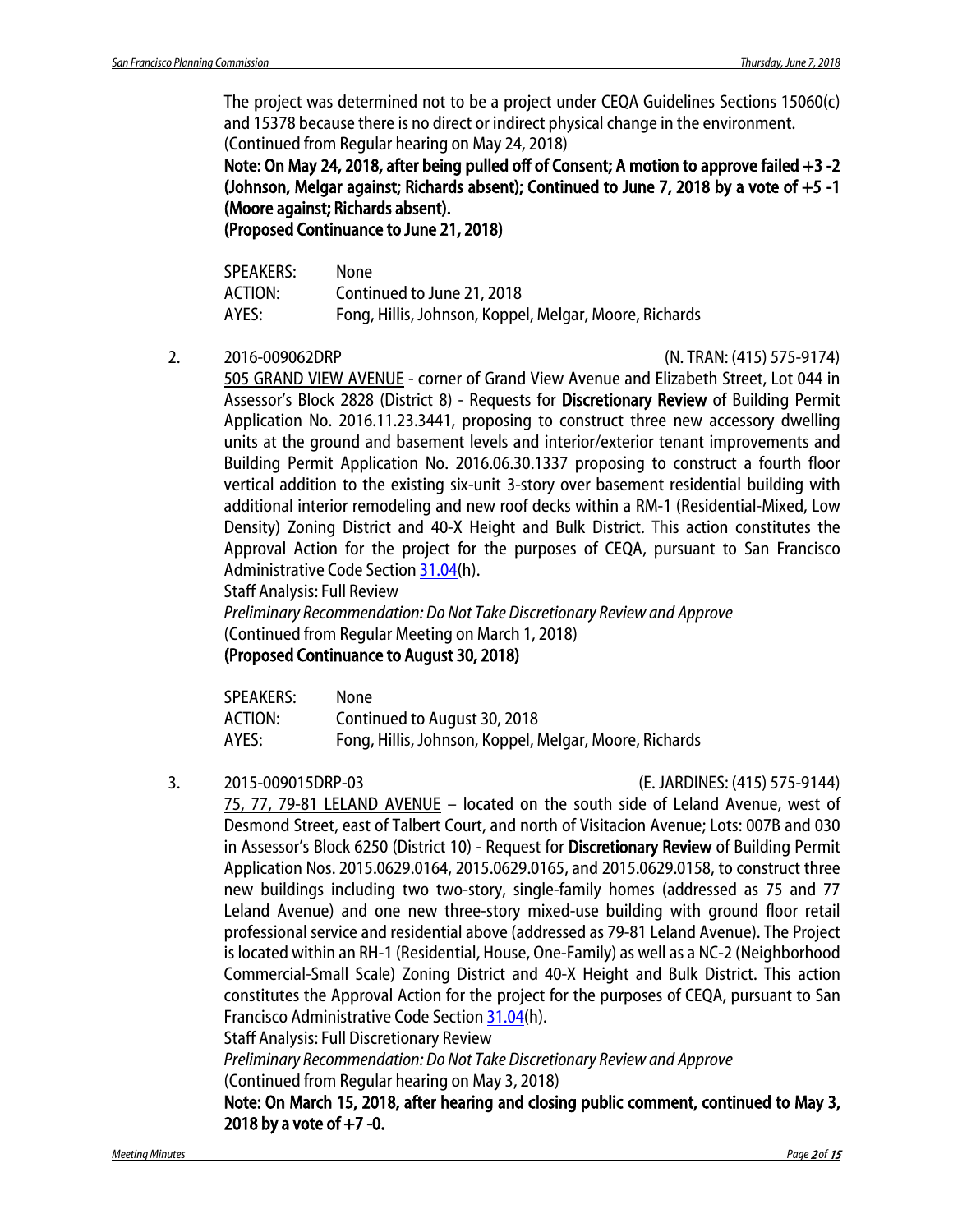The project was determined not to be a project under CEQA Guidelines Sections 15060(c) and 15378 because there is no direct or indirect physical change in the environment.
(Continued from Regular hearing on May 24, 2018)
**Note: On May 24, 2018, after being pulled off of Consent; A motion to approve failed +3 -2 (Johnson, Melgar against; Richards absent); Continued to June 7, 2018 by a vote of +5 -1 (Moore against; Richards absent).**
**(Proposed Continuance to June 21, 2018)**

| | |
|---|---|
| SPEAKERS: | None |
| ACTION: | Continued to June 21, 2018 |
| AYES: | Fong, Hillis, Johnson, Koppel, Melgar, Moore, Richards |

2. 2016-009062DRP (N. TRAN: (415) 575-9174)
<u>505 GRAND VIEW AVENUE</u> - corner of Grand View Avenue and Elizabeth Street, Lot 044 in Assessor's Block 2828 (District 8) - Requests for **Discretionary Review** of Building Permit Application No. 2016.11.23.3441, proposing to construct three new accessory dwelling units at the ground and basement levels and interior/exterior tenant improvements and Building Permit Application No. 2016.06.30.1337 proposing to construct a fourth floor vertical addition to the existing six-unit 3-story over basement residential building with additional interior remodeling and new roof decks within a RM-1 (Residential-Mixed, Low Density) Zoning District and 40-X Height and Bulk District. This action constitutes the Approval Action for the project for the purposes of CEQA, pursuant to San Francisco Administrative Code Section 31.04(h).
Staff Analysis: Full Review
*Preliminary Recommendation: Do Not Take Discretionary Review and Approve*
(Continued from Regular Meeting on March 1, 2018)
**(Proposed Continuance to August 30, 2018)**

| | |
|---|---|
| SPEAKERS: | None |
| ACTION: | Continued to August 30, 2018 |
| AYES: | Fong, Hillis, Johnson, Koppel, Melgar, Moore, Richards |

3. 2015-009015DRP-03 (E. JARDINES: (415) 575-9144)
<u>75, 77, 79-81 LELAND AVENUE</u> – located on the south side of Leland Avenue, west of Desmond Street, east of Talbert Court, and north of Visitacion Avenue; Lots: 007B and 030 in Assessor's Block 6250 (District 10) - Request for **Discretionary Review** of Building Permit Application Nos. 2015.0629.0164, 2015.0629.0165, and 2015.0629.0158, to construct three new buildings including two two-story, single-family homes (addressed as 75 and 77 Leland Avenue) and one new three-story mixed-use building with ground floor retail professional service and residential above (addressed as 79-81 Leland Avenue). The Project is located within an RH-1 (Residential, House, One-Family) as well as a NC-2 (Neighborhood Commercial-Small Scale) Zoning District and 40-X Height and Bulk District. This action constitutes the Approval Action for the project for the purposes of CEQA, pursuant to San Francisco Administrative Code Section 31.04(h).
Staff Analysis: Full Discretionary Review
*Preliminary Recommendation: Do Not Take Discretionary Review and Approve*
(Continued from Regular hearing on May 3, 2018)
**Note: On March 15, 2018, after hearing and closing public comment, continued to May 3, 2018 by a vote of +7 -0.**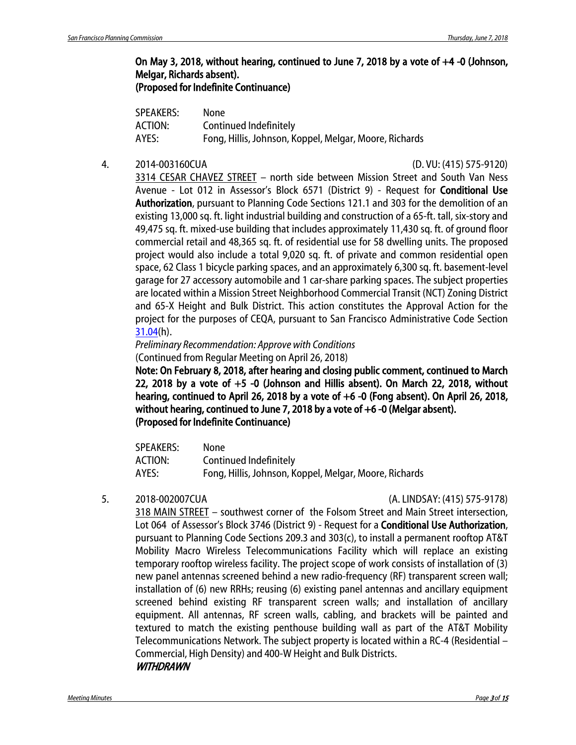**On May 3, 2018, without hearing, continued to June 7, 2018 by a vote of +4 -0 (Johnson, Melgar, Richards absent).**
**(Proposed for Indefinite Continuance)**

| | |
|---|---|
| SPEAKERS: | None |
| ACTION: | Continued Indefinitely |
| AYES: | Fong, Hillis, Johnson, Koppel, Melgar, Moore, Richards |

4. 2014-003160CUA (D. VU: (415) 575-9120)

<u>3314 CESAR CHAVEZ STREET</u> – north side between Mission Street and South Van Ness Avenue - Lot 012 in Assessor's Block 6571 (District 9) - Request for **Conditional Use Authorization**, pursuant to Planning Code Sections 121.1 and 303 for the demolition of an existing 13,000 sq. ft. light industrial building and construction of a 65-ft. tall, six-story and 49,475 sq. ft. mixed-use building that includes approximately 11,430 sq. ft. of ground floor commercial retail and 48,365 sq. ft. of residential use for 58 dwelling units. The proposed project would also include a total 9,020 sq. ft. of private and common residential open space, 62 Class 1 bicycle parking spaces, and an approximately 6,300 sq. ft. basement-level garage for 27 accessory automobile and 1 car-share parking spaces. The subject properties are located within a Mission Street Neighborhood Commercial Transit (NCT) Zoning District and 65-X Height and Bulk District. This action constitutes the Approval Action for the project for the purposes of CEQA, pursuant to San Francisco Administrative Code Section 31.04(h).

*Preliminary Recommendation: Approve with Conditions*

(Continued from Regular Meeting on April 26, 2018)

**Note: On February 8, 2018, after hearing and closing public comment, continued to March 22, 2018 by a vote of +5 -0 (Johnson and Hillis absent). On March 22, 2018, without hearing, continued to April 26, 2018 by a vote of +6 -0 (Fong absent). On April 26, 2018, without hearing, continued to June 7, 2018 by a vote of +6 -0 (Melgar absent).**
**(Proposed for Indefinite Continuance)**

| | |
|---|---|
| SPEAKERS: | None |
| ACTION: | Continued Indefinitely |
| AYES: | Fong, Hillis, Johnson, Koppel, Melgar, Moore, Richards |

5. 2018-002007CUA (A. LINDSAY: (415) 575-9178)

<u>318 MAIN STREET</u> – southwest corner of the Folsom Street and Main Street intersection, Lot 064 of Assessor's Block 3746 (District 9) - Request for a **Conditional Use Authorization**, pursuant to Planning Code Sections 209.3 and 303(c), to install a permanent rooftop AT&T Mobility Macro Wireless Telecommunications Facility which will replace an existing temporary rooftop wireless facility. The project scope of work consists of installation of (3) new panel antennas screened behind a new radio-frequency (RF) transparent screen wall; installation of (6) new RRHs; reusing (6) existing panel antennas and ancillary equipment screened behind existing RF transparent screen walls; and installation of ancillary equipment. All antennas, RF screen walls, cabling, and brackets will be painted and textured to match the existing penthouse building wall as part of the AT&T Mobility Telecommunications Network. The subject property is located within a RC-4 (Residential – Commercial, High Density) and 400-W Height and Bulk Districts.

***WITHDRAWN***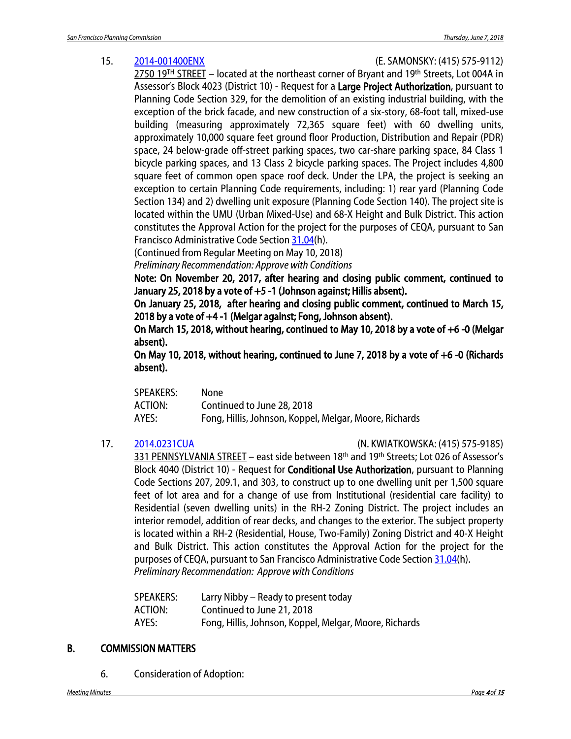15. [2014-001400ENX](2014-001400ENX) (E. SAMONSKY: (415) 575-9112)

    2750 19TH STREET – located at the northeast corner of Bryant and 19th Streets, Lot 004A in Assessor's Block 4023 (District 10) - Request for a **Large Project Authorization**, pursuant to Planning Code Section 329, for the demolition of an existing industrial building, with the exception of the brick facade, and new construction of a six-story, 68-foot tall, mixed-use building (measuring approximately 72,365 square feet) with 60 dwelling units, approximately 10,000 square feet ground floor Production, Distribution and Repair (PDR) space, 24 below-grade off-street parking spaces, two car-share parking space, 84 Class 1 bicycle parking spaces, and 13 Class 2 bicycle parking spaces. The Project includes 4,800 square feet of common open space roof deck. Under the LPA, the project is seeking an exception to certain Planning Code requirements, including: 1) rear yard (Planning Code Section 134) and 2) dwelling unit exposure (Planning Code Section 140). The project site is located within the UMU (Urban Mixed-Use) and 68-X Height and Bulk District. This action constitutes the Approval Action for the project for the purposes of CEQA, pursuant to San Francisco Administrative Code Section 31.04(h).

    (Continued from Regular Meeting on May 10, 2018)

    *Preliminary Recommendation: Approve with Conditions*

    **Note: On November 20, 2017, after hearing and closing public comment, continued to January 25, 2018 by a vote of +5 -1 (Johnson against; Hillis absent).**

    **On January 25, 2018, after hearing and closing public comment, continued to March 15, 2018 by a vote of +4 -1 (Melgar against; Fong, Johnson absent).**

    **On March 15, 2018, without hearing, continued to May 10, 2018 by a vote of +6 -0 (Melgar absent).**

    **On May 10, 2018, without hearing, continued to June 7, 2018 by a vote of +6 -0 (Richards absent).**

    SPEAKERS: None
    ACTION: Continued to June 28, 2018
    AYES: Fong, Hillis, Johnson, Koppel, Melgar, Moore, Richards

17. [2014.0231CUA](2014.0231CUA) (N. KWIATKOWSKA: (415) 575-9185)

    331 PENNSYLVANIA STREET – east side between 18th and 19th Streets; Lot 026 of Assessor's Block 4040 (District 10) - Request for **Conditional Use Authorization**, pursuant to Planning Code Sections 207, 209.1, and 303, to construct up to one dwelling unit per 1,500 square feet of lot area and for a change of use from Institutional (residential care facility) to Residential (seven dwelling units) in the RH-2 Zoning District. The project includes an interior remodel, addition of rear decks, and changes to the exterior. The subject property is located within a RH-2 (Residential, House, Two-Family) Zoning District and 40-X Height and Bulk District. This action constitutes the Approval Action for the project for the purposes of CEQA, pursuant to San Francisco Administrative Code Section 31.04(h).

    *Preliminary Recommendation: Approve with Conditions*

    SPEAKERS: Larry Nibby – Ready to present today
    ACTION: Continued to June 21, 2018
    AYES: Fong, Hillis, Johnson, Koppel, Melgar, Moore, Richards

## B. COMMISSION MATTERS

6. Consideration of Adoption: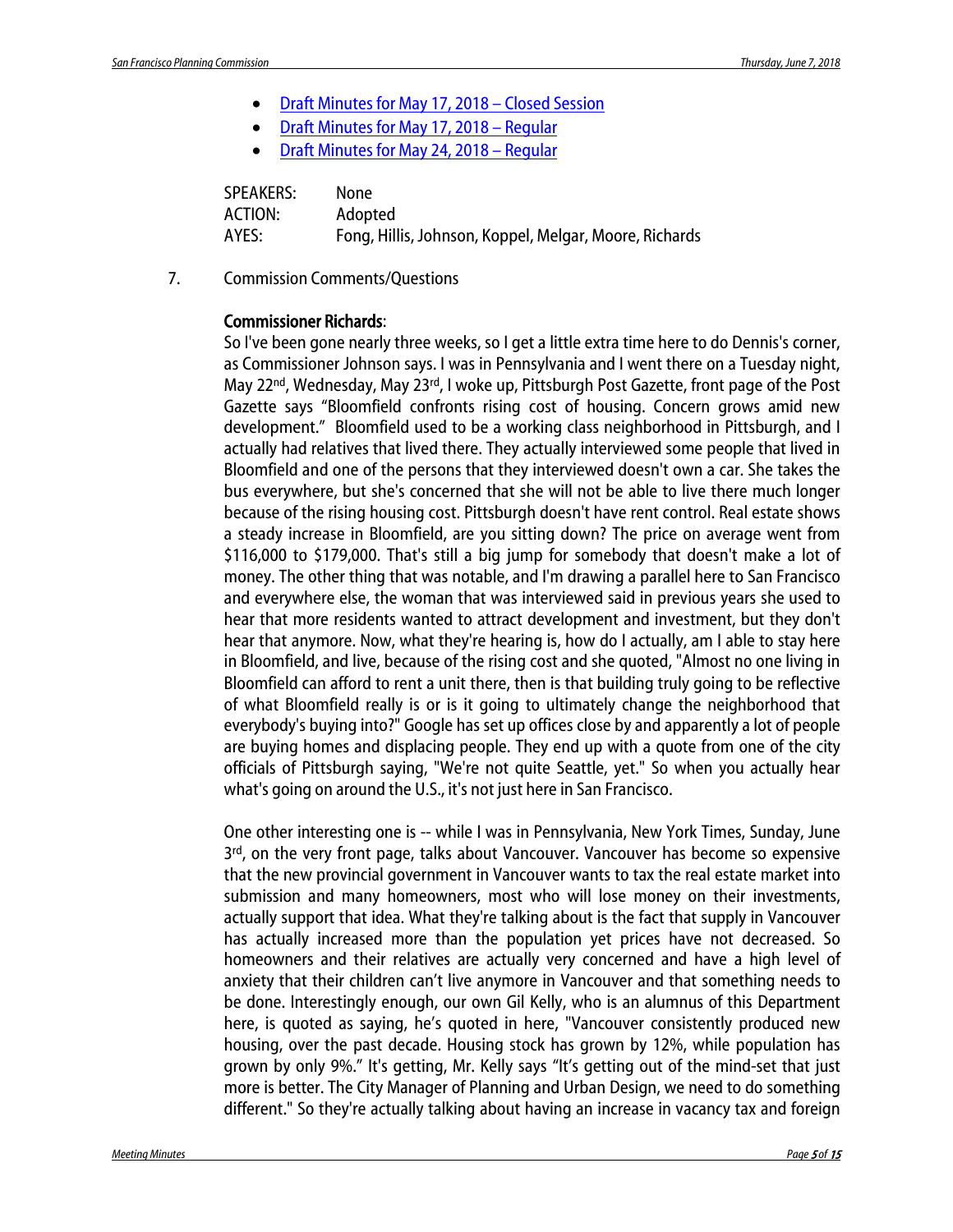- [Draft Minutes for May 17, 2018 – Closed Session]
- [Draft Minutes for May 17, 2018 – Regular]
- [Draft Minutes for May 24, 2018 – Regular]

SPEAKERS: None
ACTION: Adopted
AYES: Fong, Hillis, Johnson, Koppel, Melgar, Moore, Richards

7. Commission Comments/Questions

**Commissioner Richards**:

So I've been gone nearly three weeks, so I get a little extra time here to do Dennis's corner, as Commissioner Johnson says. I was in Pennsylvania and I went there on a Tuesday night, May 22nd, Wednesday, May 23rd, I woke up, Pittsburgh Post Gazette, front page of the Post Gazette says "Bloomfield confronts rising cost of housing. Concern grows amid new development." Bloomfield used to be a working class neighborhood in Pittsburgh, and I actually had relatives that lived there. They actually interviewed some people that lived in Bloomfield and one of the persons that they interviewed doesn't own a car. She takes the bus everywhere, but she's concerned that she will not be able to live there much longer because of the rising housing cost. Pittsburgh doesn't have rent control. Real estate shows a steady increase in Bloomfield, are you sitting down? The price on average went from $116,000 to $179,000. That's still a big jump for somebody that doesn't make a lot of money. The other thing that was notable, and I'm drawing a parallel here to San Francisco and everywhere else, the woman that was interviewed said in previous years she used to hear that more residents wanted to attract development and investment, but they don't hear that anymore. Now, what they're hearing is, how do I actually, am I able to stay here in Bloomfield, and live, because of the rising cost and she quoted, "Almost no one living in Bloomfield can afford to rent a unit there, then is that building truly going to be reflective of what Bloomfield really is or is it going to ultimately change the neighborhood that everybody's buying into?" Google has set up offices close by and apparently a lot of people are buying homes and displacing people. They end up with a quote from one of the city officials of Pittsburgh saying, "We're not quite Seattle, yet." So when you actually hear what's going on around the U.S., it's not just here in San Francisco.

One other interesting one is -- while I was in Pennsylvania, New York Times, Sunday, June 3rd, on the very front page, talks about Vancouver. Vancouver has become so expensive that the new provincial government in Vancouver wants to tax the real estate market into submission and many homeowners, most who will lose money on their investments, actually support that idea. What they're talking about is the fact that supply in Vancouver has actually increased more than the population yet prices have not decreased. So homeowners and their relatives are actually very concerned and have a high level of anxiety that their children can't live anymore in Vancouver and that something needs to be done. Interestingly enough, our own Gil Kelly, who is an alumnus of this Department here, is quoted as saying, he's quoted in here, "Vancouver consistently produced new housing, over the past decade. Housing stock has grown by 12%, while population has grown by only 9%." It's getting, Mr. Kelly says "It's getting out of the mind-set that just more is better. The City Manager of Planning and Urban Design, we need to do something different." So they're actually talking about having an increase in vacancy tax and foreign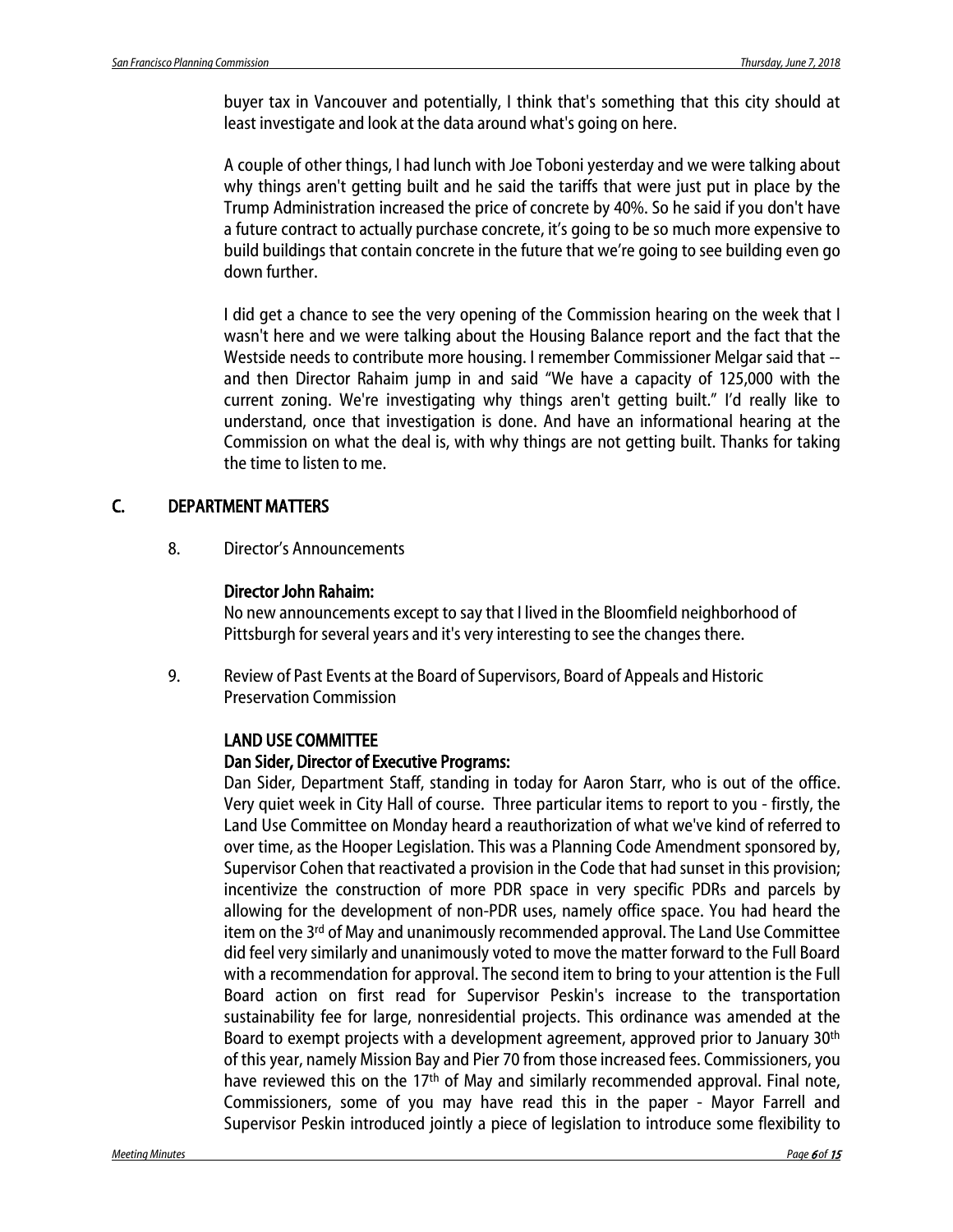buyer tax in Vancouver and potentially, I think that's something that this city should at least investigate and look at the data around what's going on here.

A couple of other things, I had lunch with Joe Toboni yesterday and we were talking about why things aren't getting built and he said the tariffs that were just put in place by the Trump Administration increased the price of concrete by 40%. So he said if you don't have a future contract to actually purchase concrete, it's going to be so much more expensive to build buildings that contain concrete in the future that we're going to see building even go down further.

I did get a chance to see the very opening of the Commission hearing on the week that I wasn't here and we were talking about the Housing Balance report and the fact that the Westside needs to contribute more housing. I remember Commissioner Melgar said that -- and then Director Rahaim jump in and said "We have a capacity of 125,000 with the current zoning. We're investigating why things aren't getting built." I'd really like to understand, once that investigation is done. And have an informational hearing at the Commission on what the deal is, with why things are not getting built. Thanks for taking the time to listen to me.

## C. DEPARTMENT MATTERS

8. Director's Announcements

**Director John Rahaim:**
No new announcements except to say that I lived in the Bloomfield neighborhood of Pittsburgh for several years and it's very interesting to see the changes there.

9. Review of Past Events at the Board of Supervisors, Board of Appeals and Historic Preservation Commission

**LAND USE COMMITTEE**
**Dan Sider, Director of Executive Programs:**
Dan Sider, Department Staff, standing in today for Aaron Starr, who is out of the office. Very quiet week in City Hall of course. Three particular items to report to you - firstly, the Land Use Committee on Monday heard a reauthorization of what we've kind of referred to over time, as the Hooper Legislation. This was a Planning Code Amendment sponsored by, Supervisor Cohen that reactivated a provision in the Code that had sunset in this provision; incentivize the construction of more PDR space in very specific PDRs and parcels by allowing for the development of non-PDR uses, namely office space. You had heard the item on the 3rd of May and unanimously recommended approval. The Land Use Committee did feel very similarly and unanimously voted to move the matter forward to the Full Board with a recommendation for approval. The second item to bring to your attention is the Full Board action on first read for Supervisor Peskin's increase to the transportation sustainability fee for large, nonresidential projects. This ordinance was amended at the Board to exempt projects with a development agreement, approved prior to January 30th of this year, namely Mission Bay and Pier 70 from those increased fees. Commissioners, you have reviewed this on the 17th of May and similarly recommended approval. Final note, Commissioners, some of you may have read this in the paper - Mayor Farrell and Supervisor Peskin introduced jointly a piece of legislation to introduce some flexibility to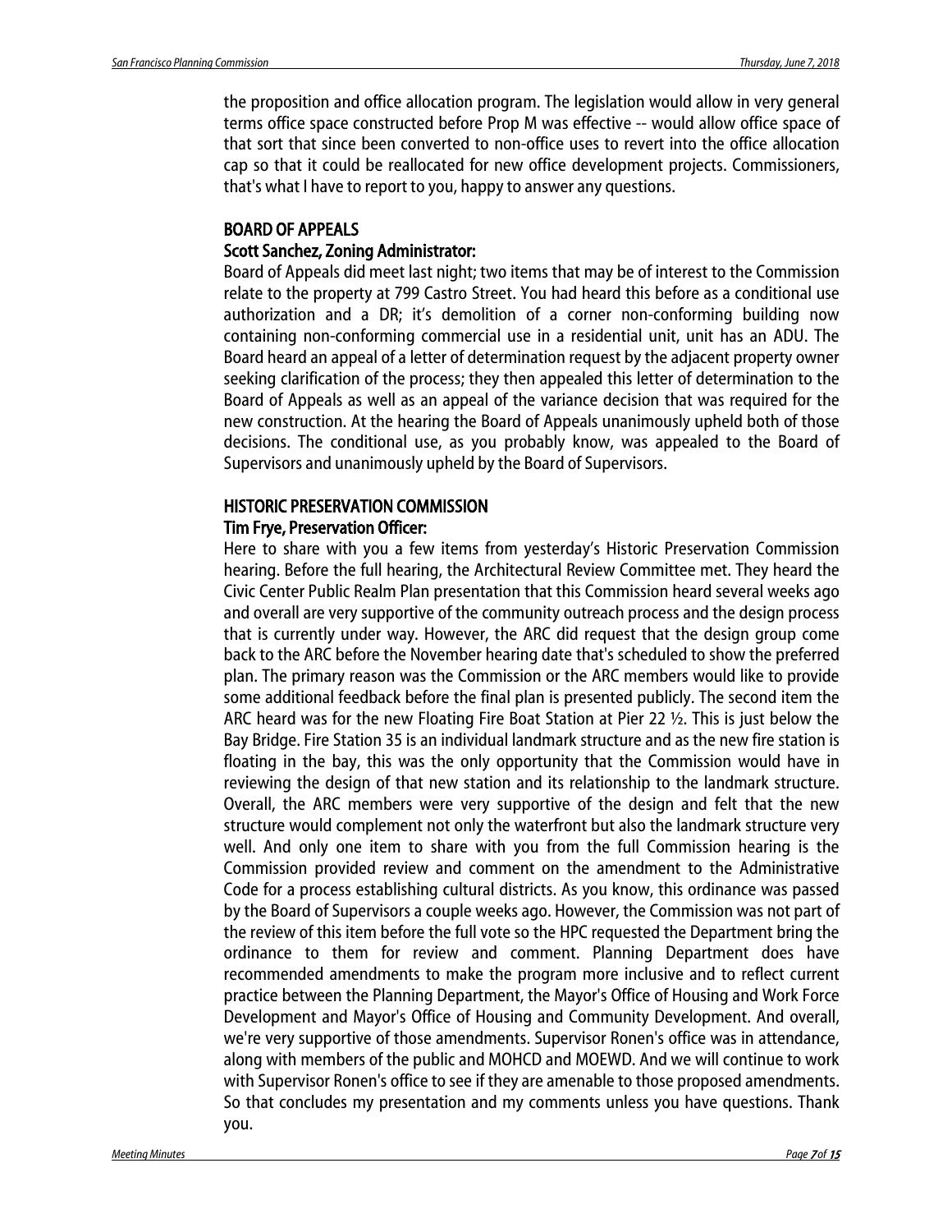the proposition and office allocation program. The legislation would allow in very general terms office space constructed before Prop M was effective -- would allow office space of that sort that since been converted to non-office uses to revert into the office allocation cap so that it could be reallocated for new office development projects. Commissioners, that's what I have to report to you, happy to answer any questions.

## BOARD OF APPEALS

### Scott Sanchez, Zoning Administrator:

Board of Appeals did meet last night; two items that may be of interest to the Commission relate to the property at 799 Castro Street. You had heard this before as a conditional use authorization and a DR; it's demolition of a corner non-conforming building now containing non-conforming commercial use in a residential unit, unit has an ADU. The Board heard an appeal of a letter of determination request by the adjacent property owner seeking clarification of the process; they then appealed this letter of determination to the Board of Appeals as well as an appeal of the variance decision that was required for the new construction. At the hearing the Board of Appeals unanimously upheld both of those decisions. The conditional use, as you probably know, was appealed to the Board of Supervisors and unanimously upheld by the Board of Supervisors.

## HISTORIC PRESERVATION COMMISSION

### Tim Frye, Preservation Officer:

Here to share with you a few items from yesterday's Historic Preservation Commission hearing. Before the full hearing, the Architectural Review Committee met. They heard the Civic Center Public Realm Plan presentation that this Commission heard several weeks ago and overall are very supportive of the community outreach process and the design process that is currently under way. However, the ARC did request that the design group come back to the ARC before the November hearing date that's scheduled to show the preferred plan. The primary reason was the Commission or the ARC members would like to provide some additional feedback before the final plan is presented publicly. The second item the ARC heard was for the new Floating Fire Boat Station at Pier 22 ½. This is just below the Bay Bridge. Fire Station 35 is an individual landmark structure and as the new fire station is floating in the bay, this was the only opportunity that the Commission would have in reviewing the design of that new station and its relationship to the landmark structure. Overall, the ARC members were very supportive of the design and felt that the new structure would complement not only the waterfront but also the landmark structure very well. And only one item to share with you from the full Commission hearing is the Commission provided review and comment on the amendment to the Administrative Code for a process establishing cultural districts. As you know, this ordinance was passed by the Board of Supervisors a couple weeks ago. However, the Commission was not part of the review of this item before the full vote so the HPC requested the Department bring the ordinance to them for review and comment. Planning Department does have recommended amendments to make the program more inclusive and to reflect current practice between the Planning Department, the Mayor's Office of Housing and Work Force Development and Mayor's Office of Housing and Community Development. And overall, we're very supportive of those amendments. Supervisor Ronen's office was in attendance, along with members of the public and MOHCD and MOEWD. And we will continue to work with Supervisor Ronen's office to see if they are amenable to those proposed amendments. So that concludes my presentation and my comments unless you have questions. Thank you.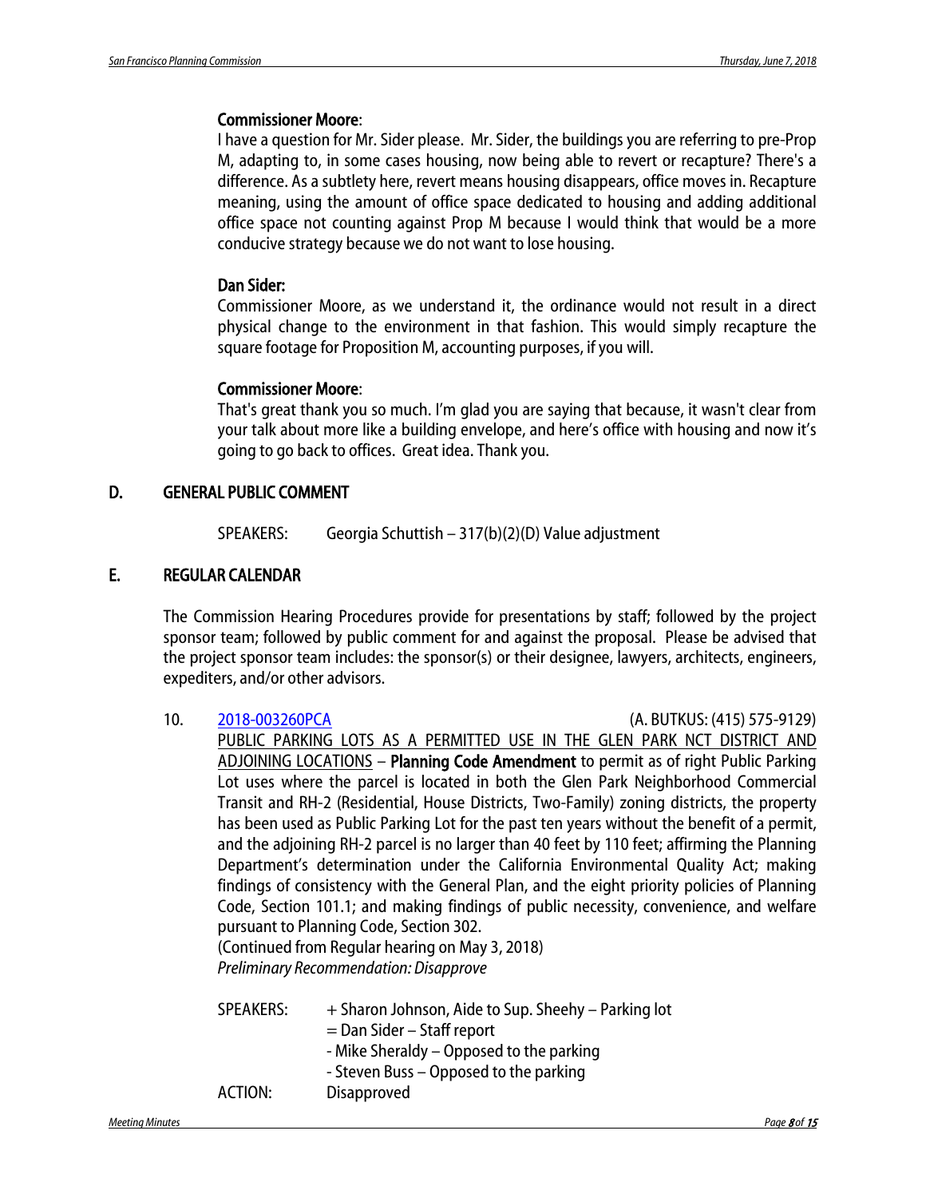**Commissioner Moore**:

I have a question for Mr. Sider please. Mr. Sider, the buildings you are referring to pre-Prop M, adapting to, in some cases housing, now being able to revert or recapture? There's a difference. As a subtlety here, revert means housing disappears, office moves in. Recapture meaning, using the amount of office space dedicated to housing and adding additional office space not counting against Prop M because I would think that would be a more conducive strategy because we do not want to lose housing.

**Dan Sider:**

Commissioner Moore, as we understand it, the ordinance would not result in a direct physical change to the environment in that fashion. This would simply recapture the square footage for Proposition M, accounting purposes, if you will.

**Commissioner Moore**:

That's great thank you so much. I'm glad you are saying that because, it wasn't clear from your talk about more like a building envelope, and here's office with housing and now it's going to go back to offices. Great idea. Thank you.

## D. GENERAL PUBLIC COMMENT

SPEAKERS: Georgia Schuttish – 317(b)(2)(D) Value adjustment

## E. REGULAR CALENDAR

The Commission Hearing Procedures provide for presentations by staff; followed by the project sponsor team; followed by public comment for and against the proposal. Please be advised that the project sponsor team includes: the sponsor(s) or their designee, lawyers, architects, engineers, expediters, and/or other advisors.

10. 2018-003260PCA (A. BUTKUS: (415) 575-9129)

PUBLIC PARKING LOTS AS A PERMITTED USE IN THE GLEN PARK NCT DISTRICT AND ADJOINING LOCATIONS – **Planning Code Amendment** to permit as of right Public Parking Lot uses where the parcel is located in both the Glen Park Neighborhood Commercial Transit and RH-2 (Residential, House Districts, Two-Family) zoning districts, the property has been used as Public Parking Lot for the past ten years without the benefit of a permit, and the adjoining RH-2 parcel is no larger than 40 feet by 110 feet; affirming the Planning Department's determination under the California Environmental Quality Act; making findings of consistency with the General Plan, and the eight priority policies of Planning Code, Section 101.1; and making findings of public necessity, convenience, and welfare pursuant to Planning Code, Section 302.

(Continued from Regular hearing on May 3, 2018)

*Preliminary Recommendation: Disapprove*

SPEAKERS: + Sharon Johnson, Aide to Sup. Sheehy – Parking lot
= Dan Sider – Staff report
- Mike Sheraldy – Opposed to the parking
- Steven Buss – Opposed to the parking

ACTION: Disapproved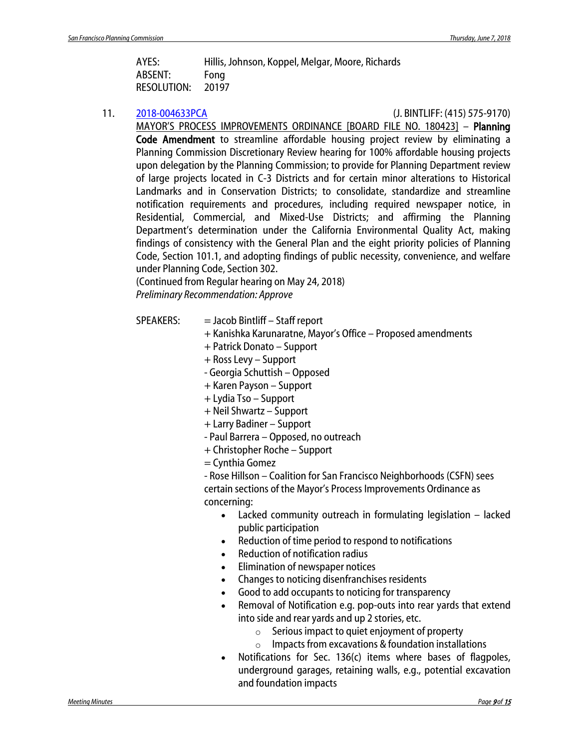AYES: Hillis, Johnson, Koppel, Melgar, Moore, Richards
ABSENT: Fong
RESOLUTION: 20197

11. 2018-004633PCA (J. BINTLIFF: (415) 575-9170)

MAYOR'S PROCESS IMPROVEMENTS ORDINANCE [BOARD FILE NO. 180423] – **Planning Code Amendment** to streamline affordable housing project review by eliminating a Planning Commission Discretionary Review hearing for 100% affordable housing projects upon delegation by the Planning Commission; to provide for Planning Department review of large projects located in C-3 Districts and for certain minor alterations to Historical Landmarks and in Conservation Districts; to consolidate, standardize and streamline notification requirements and procedures, including required newspaper notice, in Residential, Commercial, and Mixed-Use Districts; and affirming the Planning Department's determination under the California Environmental Quality Act, making findings of consistency with the General Plan and the eight priority policies of Planning Code, Section 101.1, and adopting findings of public necessity, convenience, and welfare under Planning Code, Section 302.

(Continued from Regular hearing on May 24, 2018)

*Preliminary Recommendation: Approve*

SPEAKERS:
= Jacob Bintliff – Staff report
+ Kanishka Karunaratne, Mayor's Office – Proposed amendments
+ Patrick Donato – Support
+ Ross Levy – Support
- Georgia Schuttish – Opposed
+ Karen Payson – Support
+ Lydia Tso – Support
+ Neil Shwartz – Support
+ Larry Badiner – Support
- Paul Barrera – Opposed, no outreach
+ Christopher Roche – Support
= Cynthia Gomez
- Rose Hillson – Coalition for San Francisco Neighborhoods (CSFN) sees certain sections of the Mayor's Process Improvements Ordinance as concerning:

- Lacked community outreach in formulating legislation – lacked public participation
- Reduction of time period to respond to notifications
- Reduction of notification radius
- Elimination of newspaper notices
- Changes to noticing disenfranchises residents
- Good to add occupants to noticing for transparency
- Removal of Notification e.g. pop-outs into rear yards that extend into side and rear yards and up 2 stories, etc.
  - Serious impact to quiet enjoyment of property
  - Impacts from excavations & foundation installations
- Notifications for Sec. 136(c) items where bases of flagpoles, underground garages, retaining walls, e.g., potential excavation and foundation impacts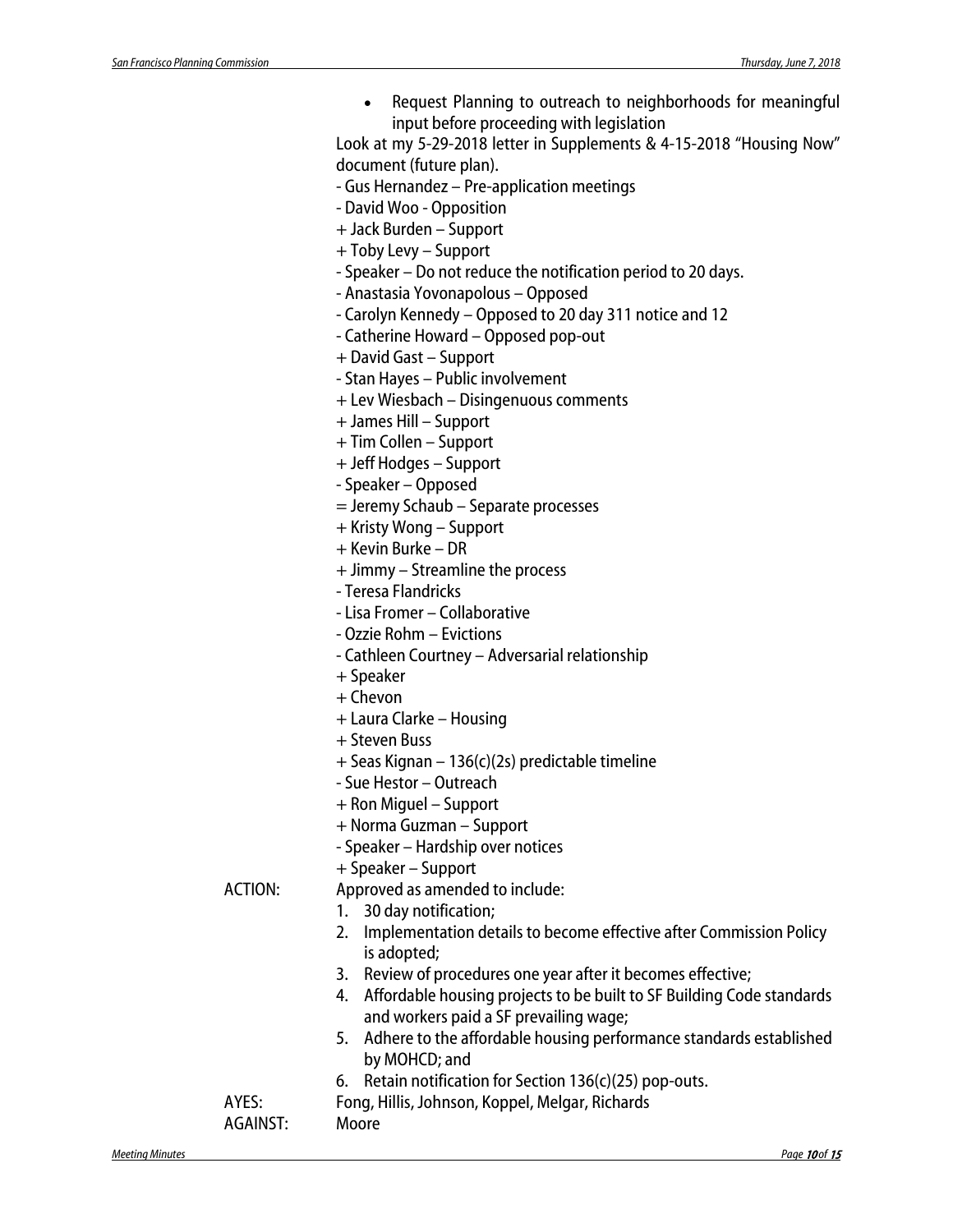- Request Planning to outreach to neighborhoods for meaningful input before proceeding with legislation

Look at my 5-29-2018 letter in Supplements & 4-15-2018 "Housing Now" document (future plan).

- Gus Hernandez – Pre-application meetings
- David Woo - Opposition
+ Jack Burden – Support
+ Toby Levy – Support
- Speaker – Do not reduce the notification period to 20 days.
- Anastasia Yovonapolous – Opposed
- Carolyn Kennedy – Opposed to 20 day 311 notice and 12
- Catherine Howard – Opposed pop-out
+ David Gast – Support
- Stan Hayes – Public involvement
+ Lev Wiesbach – Disingenuous comments
+ James Hill – Support
+ Tim Collen – Support
+ Jeff Hodges – Support
- Speaker – Opposed
= Jeremy Schaub – Separate processes
+ Kristy Wong – Support
+ Kevin Burke – DR
+ Jimmy – Streamline the process
- Teresa Flandricks
- Lisa Fromer – Collaborative
- Ozzie Rohm – Evictions
- Cathleen Courtney – Adversarial relationship
+ Speaker
+ Chevon
+ Laura Clarke – Housing
+ Steven Buss
+ Seas Kignan – 136(c)(2s) predictable timeline
- Sue Hestor – Outreach
+ Ron Miguel – Support
+ Norma Guzman – Support
- Speaker – Hardship over notices
+ Speaker – Support

ACTION: Approved as amended to include:

1. 30 day notification;
2. Implementation details to become effective after Commission Policy is adopted;
3. Review of procedures one year after it becomes effective;
4. Affordable housing projects to be built to SF Building Code standards and workers paid a SF prevailing wage;
5. Adhere to the affordable housing performance standards established by MOHCD; and
6. Retain notification for Section 136(c)(25) pop-outs.

AYES: Fong, Hillis, Johnson, Koppel, Melgar, Richards

AGAINST: Moore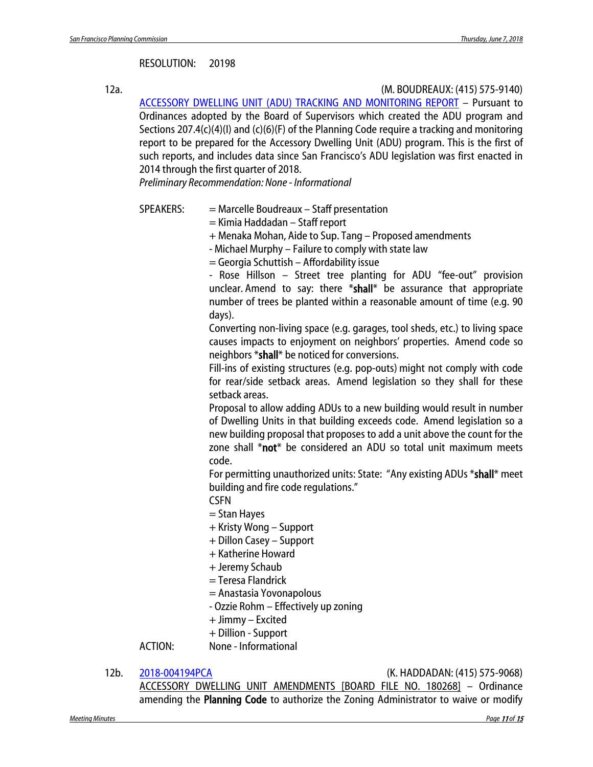RESOLUTION: 20198

12a. (M. BOUDREAUX: (415) 575-9140)

ACCESSORY DWELLING UNIT (ADU) TRACKING AND MONITORING REPORT – Pursuant to Ordinances adopted by the Board of Supervisors which created the ADU program and Sections 207.4(c)(4)(I) and (c)(6)(F) of the Planning Code require a tracking and monitoring report to be prepared for the Accessory Dwelling Unit (ADU) program. This is the first of such reports, and includes data since San Francisco's ADU legislation was first enacted in 2014 through the first quarter of 2018.

*Preliminary Recommendation: None - Informational*

SPEAKERS:
= Marcelle Boudreaux – Staff presentation
= Kimia Haddadan – Staff report
+ Menaka Mohan, Aide to Sup. Tang – Proposed amendments
- Michael Murphy – Failure to comply with state law
= Georgia Schuttish – Affordability issue
- Rose Hillson – Street tree planting for ADU "fee-out" provision unclear. Amend to say: there ***shall*** be assurance that appropriate number of trees be planted within a reasonable amount of time (e.g. 90 days).
Converting non-living space (e.g. garages, tool sheds, etc.) to living space causes impacts to enjoyment on neighbors' properties. Amend code so neighbors ***shall*** be noticed for conversions.
Fill-ins of existing structures (e.g. pop-outs) might not comply with code for rear/side setback areas. Amend legislation so they shall for these setback areas.
Proposal to allow adding ADUs to a new building would result in number of Dwelling Units in that building exceeds code. Amend legislation so a new building proposal that proposes to add a unit above the count for the zone shall ***not*** be considered an ADU so total unit maximum meets code.
For permitting unauthorized units: State: "Any existing ADUs ***shall*** meet building and fire code regulations."
CSFN
= Stan Hayes
+ Kristy Wong – Support
+ Dillon Casey – Support
+ Katherine Howard
+ Jeremy Schaub
= Teresa Flandrick
= Anastasia Yovonapolous
- Ozzie Rohm – Effectively up zoning
+ Jimmy – Excited
+ Dillion - Support

ACTION: None - Informational

12b. 2018-004194PCA (K. HADDADAN: (415) 575-9068)

ACCESSORY DWELLING UNIT AMENDMENTS [BOARD FILE NO. 180268] – Ordinance amending the **Planning Code** to authorize the Zoning Administrator to waive or modify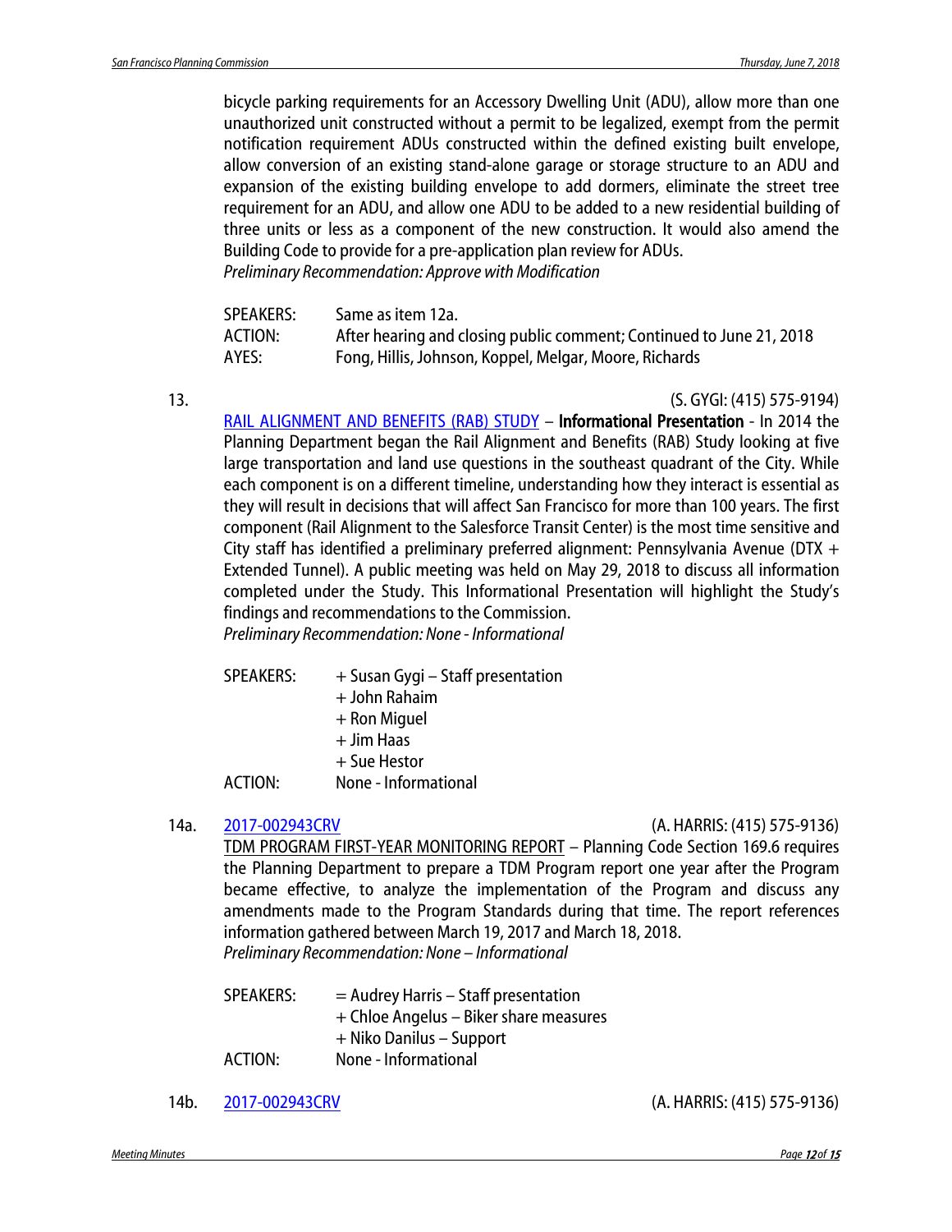bicycle parking requirements for an Accessory Dwelling Unit (ADU), allow more than one unauthorized unit constructed without a permit to be legalized, exempt from the permit notification requirement ADUs constructed within the defined existing built envelope, allow conversion of an existing stand-alone garage or storage structure to an ADU and expansion of the existing building envelope to add dormers, eliminate the street tree requirement for an ADU, and allow one ADU to be added to a new residential building of three units or less as a component of the new construction. It would also amend the Building Code to provide for a pre-application plan review for ADUs.
*Preliminary Recommendation: Approve with Modification*

| | |
|---|---|
| SPEAKERS: | Same as item 12a. |
| ACTION: | After hearing and closing public comment; Continued to June 21, 2018 |
| AYES: | Fong, Hillis, Johnson, Koppel, Melgar, Moore, Richards |

13. (S. GYGI: (415) 575-9194)

RAIL ALIGNMENT AND BENEFITS (RAB) STUDY – **Informational Presentation** - In 2014 the Planning Department began the Rail Alignment and Benefits (RAB) Study looking at five large transportation and land use questions in the southeast quadrant of the City. While each component is on a different timeline, understanding how they interact is essential as they will result in decisions that will affect San Francisco for more than 100 years. The first component (Rail Alignment to the Salesforce Transit Center) is the most time sensitive and City staff has identified a preliminary preferred alignment: Pennsylvania Avenue (DTX + Extended Tunnel). A public meeting was held on May 29, 2018 to discuss all information completed under the Study. This Informational Presentation will highlight the Study's findings and recommendations to the Commission.
*Preliminary Recommendation: None - Informational*

| | |
|---|---|
| SPEAKERS: | + Susan Gygi – Staff presentation |
| | + John Rahaim |
| | + Ron Miguel |
| | + Jim Haas |
| | + Sue Hestor |
| ACTION: | None - Informational |

14a. 2017-002943CRV (A. HARRIS: (415) 575-9136)

TDM PROGRAM FIRST-YEAR MONITORING REPORT – Planning Code Section 169.6 requires the Planning Department to prepare a TDM Program report one year after the Program became effective, to analyze the implementation of the Program and discuss any amendments made to the Program Standards during that time. The report references information gathered between March 19, 2017 and March 18, 2018.
*Preliminary Recommendation: None – Informational*

| | |
|---|---|
| SPEAKERS: | = Audrey Harris – Staff presentation |
| | + Chloe Angelus – Biker share measures |
| | + Niko Danilus – Support |
| ACTION: | None - Informational |

14b. 2017-002943CRV (A. HARRIS: (415) 575-9136)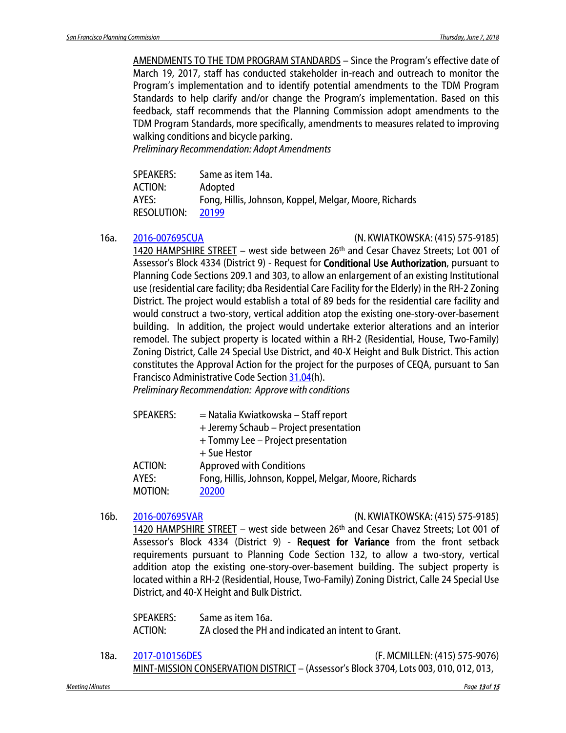AMENDMENTS TO THE TDM PROGRAM STANDARDS – Since the Program's effective date of March 19, 2017, staff has conducted stakeholder in-reach and outreach to monitor the Program's implementation and to identify potential amendments to the TDM Program Standards to help clarify and/or change the Program's implementation. Based on this feedback, staff recommends that the Planning Commission adopt amendments to the TDM Program Standards, more specifically, amendments to measures related to improving walking conditions and bicycle parking.

*Preliminary Recommendation: Adopt Amendments*

SPEAKERS: Same as item 14a.
ACTION: Adopted
AYES: Fong, Hillis, Johnson, Koppel, Melgar, Moore, Richards
RESOLUTION: 20199

16a. 2016-007695CUA (N. KWIATKOWSKA: (415) 575-9185)

1420 HAMPSHIRE STREET – west side between 26th and Cesar Chavez Streets; Lot 001 of Assessor's Block 4334 (District 9) - Request for **Conditional Use Authorization**, pursuant to Planning Code Sections 209.1 and 303, to allow an enlargement of an existing Institutional use (residential care facility; dba Residential Care Facility for the Elderly) in the RH-2 Zoning District. The project would establish a total of 89 beds for the residential care facility and would construct a two-story, vertical addition atop the existing one-story-over-basement building. In addition, the project would undertake exterior alterations and an interior remodel. The subject property is located within a RH-2 (Residential, House, Two-Family) Zoning District, Calle 24 Special Use District, and 40-X Height and Bulk District. This action constitutes the Approval Action for the project for the purposes of CEQA, pursuant to San Francisco Administrative Code Section 31.04(h).

*Preliminary Recommendation: Approve with conditions*

SPEAKERS: = Natalia Kwiatkowska – Staff report
+ Jeremy Schaub – Project presentation
+ Tommy Lee – Project presentation
+ Sue Hestor
ACTION: Approved with Conditions
AYES: Fong, Hillis, Johnson, Koppel, Melgar, Moore, Richards
MOTION: 20200

16b. 2016-007695VAR (N. KWIATKOWSKA: (415) 575-9185)

1420 HAMPSHIRE STREET – west side between 26th and Cesar Chavez Streets; Lot 001 of Assessor's Block 4334 (District 9) - **Request for Variance** from the front setback requirements pursuant to Planning Code Section 132, to allow a two-story, vertical addition atop the existing one-story-over-basement building. The subject property is located within a RH-2 (Residential, House, Two-Family) Zoning District, Calle 24 Special Use District, and 40-X Height and Bulk District.

SPEAKERS: Same as item 16a.
ACTION: ZA closed the PH and indicated an intent to Grant.

18a. 2017-010156DES (F. MCMILLEN: (415) 575-9076)

MINT-MISSION CONSERVATION DISTRICT – (Assessor's Block 3704, Lots 003, 010, 012, 013,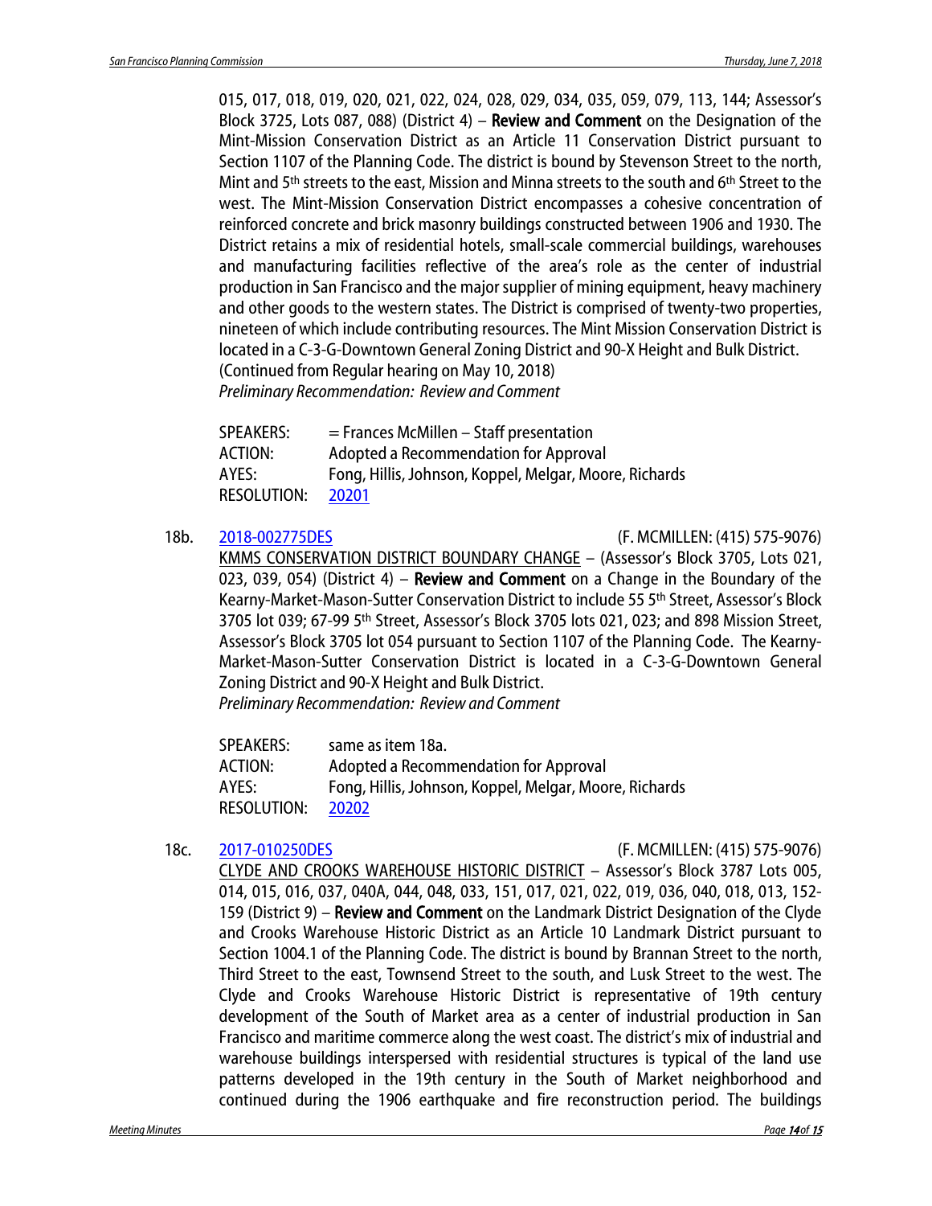015, 017, 018, 019, 020, 021, 022, 024, 028, 029, 034, 035, 059, 079, 113, 144; Assessor's Block 3725, Lots 087, 088) (District 4) – **Review and Comment** on the Designation of the Mint-Mission Conservation District as an Article 11 Conservation District pursuant to Section 1107 of the Planning Code. The district is bound by Stevenson Street to the north, Mint and 5th streets to the east, Mission and Minna streets to the south and 6th Street to the west. The Mint-Mission Conservation District encompasses a cohesive concentration of reinforced concrete and brick masonry buildings constructed between 1906 and 1930. The District retains a mix of residential hotels, small-scale commercial buildings, warehouses and manufacturing facilities reflective of the area's role as the center of industrial production in San Francisco and the major supplier of mining equipment, heavy machinery and other goods to the western states. The District is comprised of twenty-two properties, nineteen of which include contributing resources. The Mint Mission Conservation District is located in a C-3-G-Downtown General Zoning District and 90-X Height and Bulk District.
(Continued from Regular hearing on May 10, 2018)
*Preliminary Recommendation: Review and Comment*

| | |
|---|---|
| SPEAKERS: | = Frances McMillen – Staff presentation |
| ACTION: | Adopted a Recommendation for Approval |
| AYES: | Fong, Hillis, Johnson, Koppel, Melgar, Moore, Richards |
| RESOLUTION: | 20201 |

18b. 2018-002775DES (F. MCMILLEN: (415) 575-9076)
KMMS CONSERVATION DISTRICT BOUNDARY CHANGE – (Assessor's Block 3705, Lots 021, 023, 039, 054) (District 4) – **Review and Comment** on a Change in the Boundary of the Kearny-Market-Mason-Sutter Conservation District to include 55 5th Street, Assessor's Block 3705 lot 039; 67-99 5th Street, Assessor's Block 3705 lots 021, 023; and 898 Mission Street, Assessor's Block 3705 lot 054 pursuant to Section 1107 of the Planning Code. The Kearny-Market-Mason-Sutter Conservation District is located in a C-3-G-Downtown General Zoning District and 90-X Height and Bulk District.
*Preliminary Recommendation: Review and Comment*

| | |
|---|---|
| SPEAKERS: | same as item 18a. |
| ACTION: | Adopted a Recommendation for Approval |
| AYES: | Fong, Hillis, Johnson, Koppel, Melgar, Moore, Richards |
| RESOLUTION: | 20202 |

18c. 2017-010250DES (F. MCMILLEN: (415) 575-9076)
CLYDE AND CROOKS WAREHOUSE HISTORIC DISTRICT – Assessor's Block 3787 Lots 005, 014, 015, 016, 037, 040A, 044, 048, 033, 151, 017, 021, 022, 019, 036, 040, 018, 013, 152-159 (District 9) – **Review and Comment** on the Landmark District Designation of the Clyde and Crooks Warehouse Historic District as an Article 10 Landmark District pursuant to Section 1004.1 of the Planning Code. The district is bound by Brannan Street to the north, Third Street to the east, Townsend Street to the south, and Lusk Street to the west. The Clyde and Crooks Warehouse Historic District is representative of 19th century development of the South of Market area as a center of industrial production in San Francisco and maritime commerce along the west coast. The district's mix of industrial and warehouse buildings interspersed with residential structures is typical of the land use patterns developed in the 19th century in the South of Market neighborhood and continued during the 1906 earthquake and fire reconstruction period. The buildings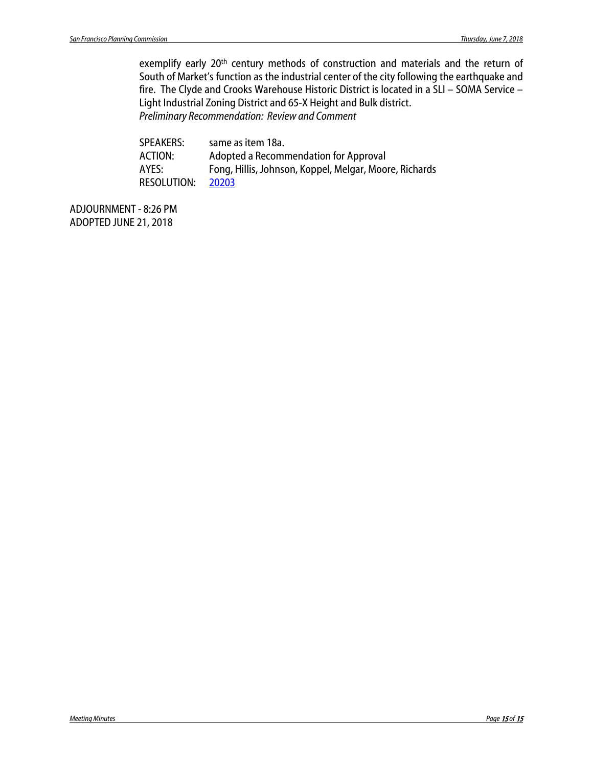exemplify early 20th century methods of construction and materials and the return of South of Market's function as the industrial center of the city following the earthquake and fire. The Clyde and Crooks Warehouse Historic District is located in a SLI – SOMA Service – Light Industrial Zoning District and 65-X Height and Bulk district.
*Preliminary Recommendation: Review and Comment*

SPEAKERS: same as item 18a.
ACTION: Adopted a Recommendation for Approval
AYES: Fong, Hillis, Johnson, Koppel, Melgar, Moore, Richards
RESOLUTION: 20203

ADJOURNMENT - 8:26 PM
ADOPTED JUNE 21, 2018